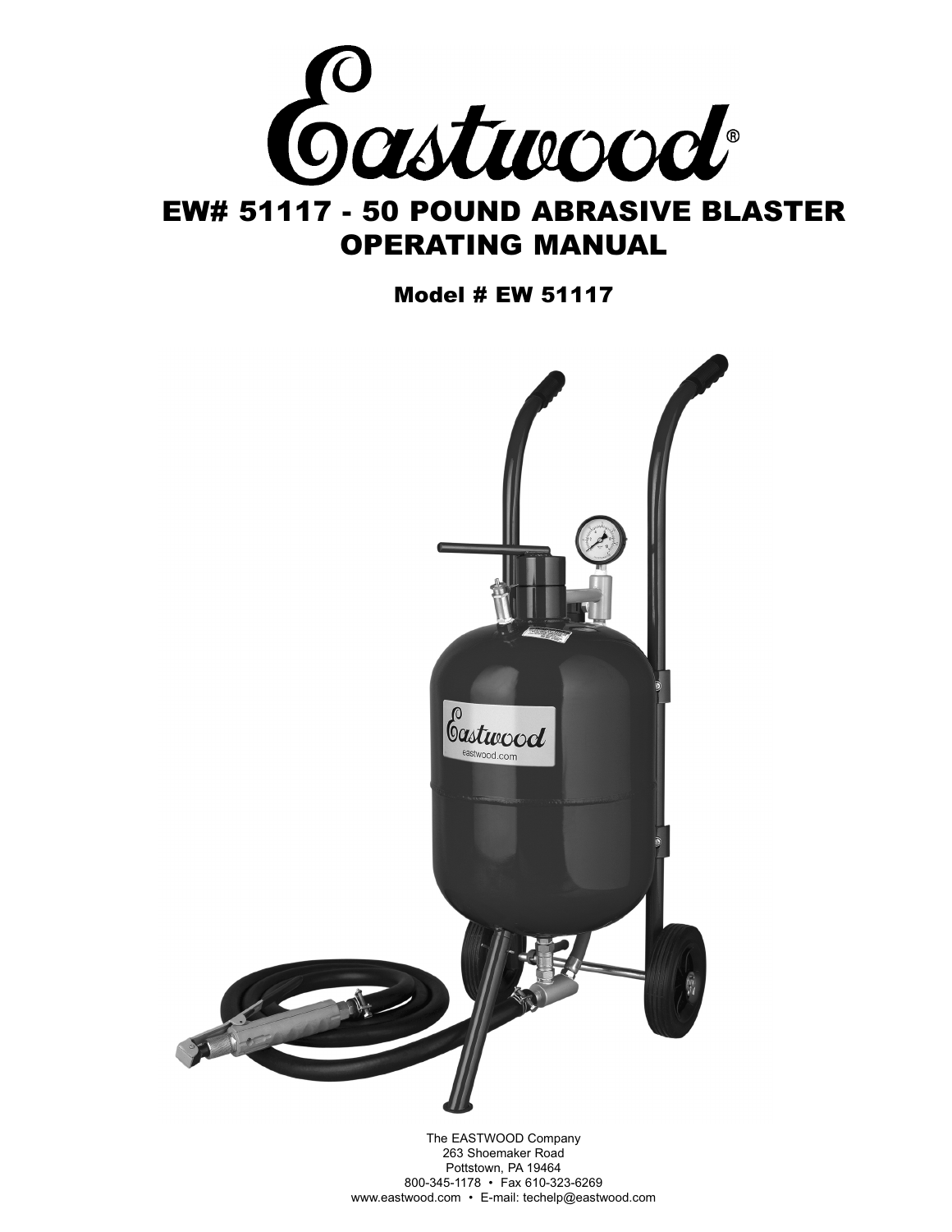# Eastwood®

## EW# 51117 - 50 POUND ABRASIVE BLASTER OPERATING MANUAL

### Model # EW 51117

The EASTWOOD Company
263 Shoemaker Road
Pottstown, PA 19464
800-345-1178 • Fax 610-323-6269
www.eastwood.com • E-mail: techelp@eastwood.com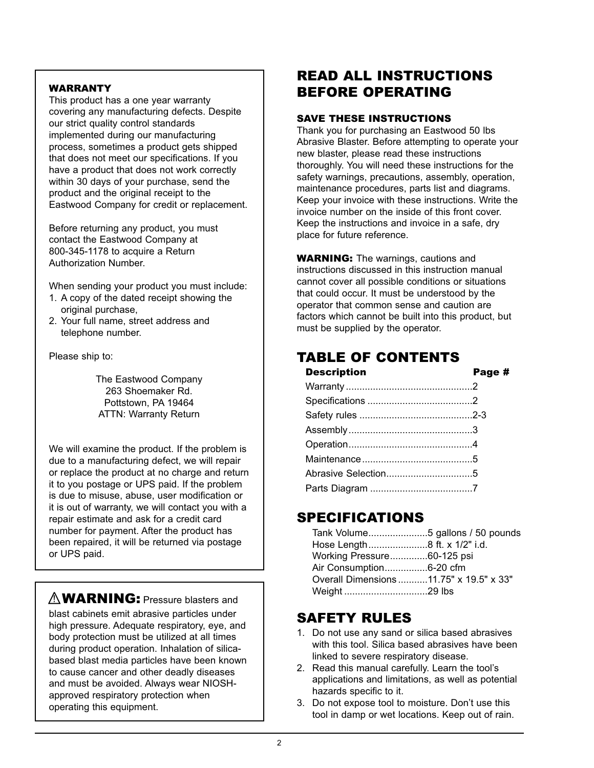### WARRANTY

This product has a one year warranty covering any manufacturing defects. Despite our strict quality control standards implemented during our manufacturing process, sometimes a product gets shipped that does not meet our specifications. If you have a product that does not work correctly within 30 days of your purchase, send the product and the original receipt to the Eastwood Company for credit or replacement.

Before returning any product, you must contact the Eastwood Company at 800-345-1178 to acquire a Return Authorization Number.

When sending your product you must include:

1. A copy of the dated receipt showing the original purchase,
2. Your full name, street address and telephone number.

Please ship to:

The Eastwood Company
263 Shoemaker Rd.
Pottstown, PA 19464
ATTN: Warranty Return

We will examine the product. If the problem is due to a manufacturing defect, we will repair or replace the product at no charge and return it to you postage or UPS paid. If the problem is due to misuse, abuse, user modification or it is out of warranty, we will contact you with a repair estimate and ask for a credit card number for payment. After the product has been repaired, it will be returned via postage or UPS paid.

⚠ **WARNING:** Pressure blasters and blast cabinets emit abrasive particles under high pressure. Adequate respiratory, eye, and body protection must be utilized at all times during product operation. Inhalation of silica-based blast media particles have been known to cause cancer and other deadly diseases and must be avoided. Always wear NIOSH-approved respiratory protection when operating this equipment.

## READ ALL INSTRUCTIONS BEFORE OPERATING

### SAVE THESE INSTRUCTIONS

Thank you for purchasing an Eastwood 50 lbs Abrasive Blaster. Before attempting to operate your new blaster, please read these instructions thoroughly. You will need these instructions for the safety warnings, precautions, assembly, operation, maintenance procedures, parts list and diagrams. Keep your invoice with these instructions. Write the invoice number on the inside of this front cover. Keep the instructions and invoice in a safe, dry place for future reference.

**WARNING:** The warnings, cautions and instructions discussed in this instruction manual cannot cover all possible conditions or situations that could occur. It must be understood by the operator that common sense and caution are factors which cannot be built into this product, but must be supplied by the operator.

## TABLE OF CONTENTS

| Description | Page # |
|---|---|
| Warranty | 2 |
| Specifications | 2 |
| Safety rules | 2-3 |
| Assembly | 3 |
| Operation | 4 |
| Maintenance | 5 |
| Abrasive Selection | 5 |
| Parts Diagram | 7 |

## SPECIFICATIONS

| | |
|---|---|
| Tank Volume | 5 gallons / 50 pounds |
| Hose Length | 8 ft. x 1/2" i.d. |
| Working Pressure | 60-125 psi |
| Air Consumption | 6-20 cfm |
| Overall Dimensions | 11.75" x 19.5" x 33" |
| Weight | 29 lbs |

## SAFETY RULES

1. Do not use any sand or silica based abrasives with this tool. Silica based abrasives have been linked to severe respiratory disease.
2. Read this manual carefully. Learn the tool's applications and limitations, as well as potential hazards specific to it.
3. Do not expose tool to moisture. Don't use this tool in damp or wet locations. Keep out of rain.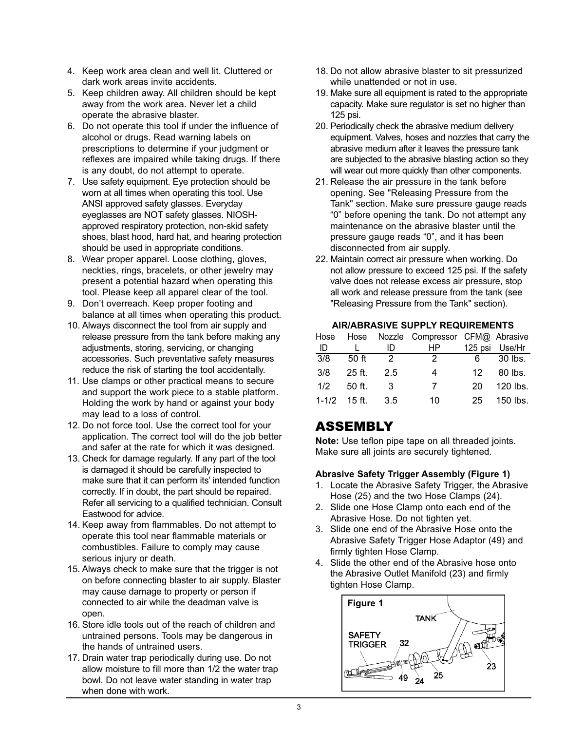4. Keep work area clean and well lit. Cluttered or dark work areas invite accidents.
5. Keep children away. All children should be kept away from the work area. Never let a child operate the abrasive blaster.
6. Do not operate this tool if under the influence of alcohol or drugs. Read warning labels on prescriptions to determine if your judgment or reflexes are impaired while taking drugs. If there is any doubt, do not attempt to operate.
7. Use safety equipment. Eye protection should be worn at all times when operating this tool. Use ANSI approved safety glasses. Everyday eyeglasses are NOT safety glasses. NIOSH-approved respiratory protection, non-skid safety shoes, blast hood, hard hat, and hearing protection should be used in appropriate conditions.
8. Wear proper apparel. Loose clothing, gloves, neckties, rings, bracelets, or other jewelry may present a potential hazard when operating this tool. Please keep all apparel clear of the tool.
9. Don't overreach. Keep proper footing and balance at all times when operating this product.
10. Always disconnect the tool from air supply and release pressure from the tank before making any adjustments, storing, servicing, or changing accessories. Such preventative safety measures reduce the risk of starting the tool accidentally.
11. Use clamps or other practical means to secure and support the work piece to a stable platform. Holding the work by hand or against your body may lead to a loss of control.
12. Do not force tool. Use the correct tool for your application. The correct tool will do the job better and safer at the rate for which it was designed.
13. Check for damage regularly. If any part of the tool is damaged it should be carefully inspected to make sure that it can perform its' intended function correctly. If in doubt, the part should be repaired. Refer all servicing to a qualified technician. Consult Eastwood for advice.
14. Keep away from flammables. Do not attempt to operate this tool near flammable materials or combustibles. Failure to comply may cause serious injury or death.
15. Always check to make sure that the trigger is not on before connecting blaster to air supply. Blaster may cause damage to property or person if connected to air while the deadman valve is open.
16. Store idle tools out of the reach of children and untrained persons. Tools may be dangerous in the hands of untrained users.
17. Drain water trap periodically during use. Do not allow moisture to fill more than 1/2 the water trap bowl. Do not leave water standing in water trap when done with work.
18. Do not allow abrasive blaster to sit pressurized while unattended or not in use.
19. Make sure all equipment is rated to the appropriate capacity. Make sure regulator is set no higher than 125 psi.
20. Periodically check the abrasive medium delivery equipment. Valves, hoses and nozzles that carry the abrasive medium after it leaves the pressure tank are subjected to the abrasive blasting action so they will wear out more quickly than other components.
21. Release the air pressure in the tank before opening. See "Releasing Pressure from the Tank" section. Make sure pressure gauge reads "0" before opening the tank. Do not attempt any maintenance on the abrasive blaster until the pressure gauge reads "0", and it has been disconnected from air supply.
22. Maintain correct air pressure when working. Do not allow pressure to exceed 125 psi. If the safety valve does not release excess air pressure, stop all work and release pressure from the tank (see "Releasing Pressure from the Tank" section).

**AIR/ABRASIVE SUPPLY REQUIREMENTS**

| Hose ID | Hose L | Nozzle ID | Compressor HP | CFM@ 125 psi | Abrasive Use/Hr |
|---|---|---|---|---|---|
| 3/8 | 50 ft | 2 | 2 | 6 | 30 lbs. |
| 3/8 | 25 ft. | 2.5 | 4 | 12 | 80 lbs. |
| 1/2 | 50 ft. | 3 | 7 | 20 | 120 lbs. |
| 1-1/2 | 15 ft. | 3.5 | 10 | 25 | 150 lbs. |

# ASSEMBLY

**Note:** Use teflon pipe tape on all threaded joints. Make sure all joints are securely tightened.

**Abrasive Safety Trigger Assembly (Figure 1)**

1. Locate the Abrasive Safety Trigger, the Abrasive Hose (25) and the two Hose Clamps (24).
2. Slide one Hose Clamp onto each end of the Abrasive Hose. Do not tighten yet.
3. Slide one end of the Abrasive Hose onto the Abrasive Safety Trigger Hose Adaptor (49) and firmly tighten Hose Clamp.
4. Slide the other end of the Abrasive hose onto the Abrasive Outlet Manifold (23) and firmly tighten Hose Clamp.

Figure 1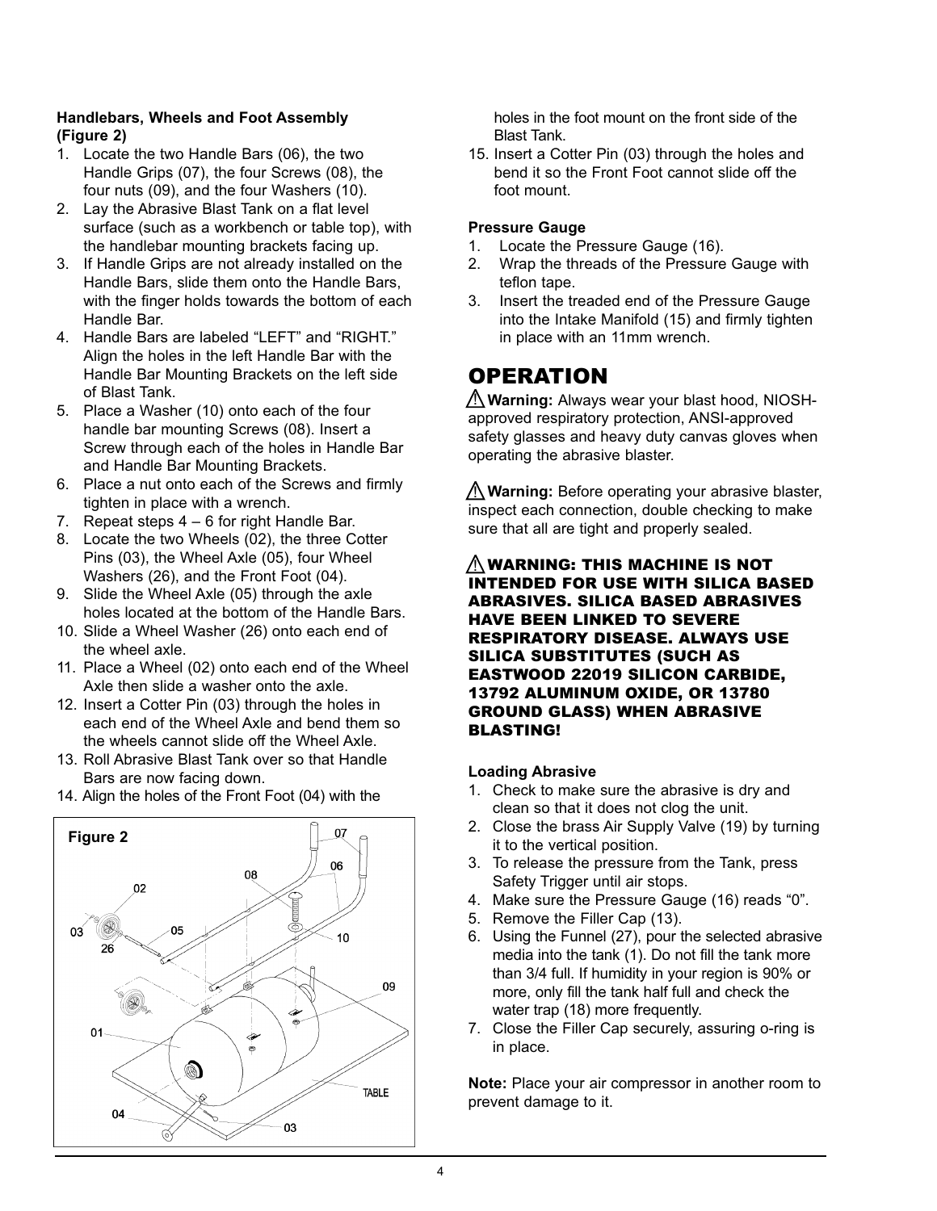### Handlebars, Wheels and Foot Assembly (Figure 2)

1. Locate the two Handle Bars (06), the two Handle Grips (07), the four Screws (08), the four nuts (09), and the four Washers (10).
2. Lay the Abrasive Blast Tank on a flat level surface (such as a workbench or table top), with the handlebar mounting brackets facing up.
3. If Handle Grips are not already installed on the Handle Bars, slide them onto the Handle Bars, with the finger holds towards the bottom of each Handle Bar.
4. Handle Bars are labeled “LEFT” and “RIGHT.” Align the holes in the left Handle Bar with the Handle Bar Mounting Brackets on the left side of Blast Tank.
5. Place a Washer (10) onto each of the four handle bar mounting Screws (08). Insert a Screw through each of the holes in Handle Bar and Handle Bar Mounting Brackets.
6. Place a nut onto each of the Screws and firmly tighten in place with a wrench.
7. Repeat steps 4 – 6 for right Handle Bar.
8. Locate the two Wheels (02), the three Cotter Pins (03), the Wheel Axle (05), four Wheel Washers (26), and the Front Foot (04).
9. Slide the Wheel Axle (05) through the axle holes located at the bottom of the Handle Bars.
10. Slide a Wheel Washer (26) onto each end of the wheel axle.
11. Place a Wheel (02) onto each end of the Wheel Axle then slide a washer onto the axle.
12. Insert a Cotter Pin (03) through the holes in each end of the Wheel Axle and bend them so the wheels cannot slide off the Wheel Axle.
13. Roll Abrasive Blast Tank over so that Handle Bars are now facing down.
14. Align the holes of the Front Foot (04) with the holes in the foot mount on the front side of the Blast Tank.
15. Insert a Cotter Pin (03) through the holes and bend it so the Front Foot cannot slide off the foot mount.

Figure 2

### Pressure Gauge

1. Locate the Pressure Gauge (16).
2. Wrap the threads of the Pressure Gauge with teflon tape.
3. Insert the treaded end of the Pressure Gauge into the Intake Manifold (15) and firmly tighten in place with an 11mm wrench.

# OPERATION

⚠ **Warning:** Always wear your blast hood, NIOSH-approved respiratory protection, ANSI-approved safety glasses and heavy duty canvas gloves when operating the abrasive blaster.

⚠ **Warning:** Before operating your abrasive blaster, inspect each connection, double checking to make sure that all are tight and properly sealed.

⚠ **WARNING: THIS MACHINE IS NOT INTENDED FOR USE WITH SILICA BASED ABRASIVES. SILICA BASED ABRASIVES HAVE BEEN LINKED TO SEVERE RESPIRATORY DISEASE. ALWAYS USE SILICA SUBSTITUTES (SUCH AS EASTWOOD 22019 SILICON CARBIDE, 13792 ALUMINUM OXIDE, OR 13780 GROUND GLASS) WHEN ABRASIVE BLASTING!**

### Loading Abrasive

1. Check to make sure the abrasive is dry and clean so that it does not clog the unit.
2. Close the brass Air Supply Valve (19) by turning it to the vertical position.
3. To release the pressure from the Tank, press Safety Trigger until air stops.
4. Make sure the Pressure Gauge (16) reads “0”.
5. Remove the Filler Cap (13).
6. Using the Funnel (27), pour the selected abrasive media into the tank (1). Do not fill the tank more than 3/4 full. If humidity in your region is 90% or more, only fill the tank half full and check the water trap (18) more frequently.
7. Close the Filler Cap securely, assuring o-ring is in place.

**Note:** Place your air compressor in another room to prevent damage to it.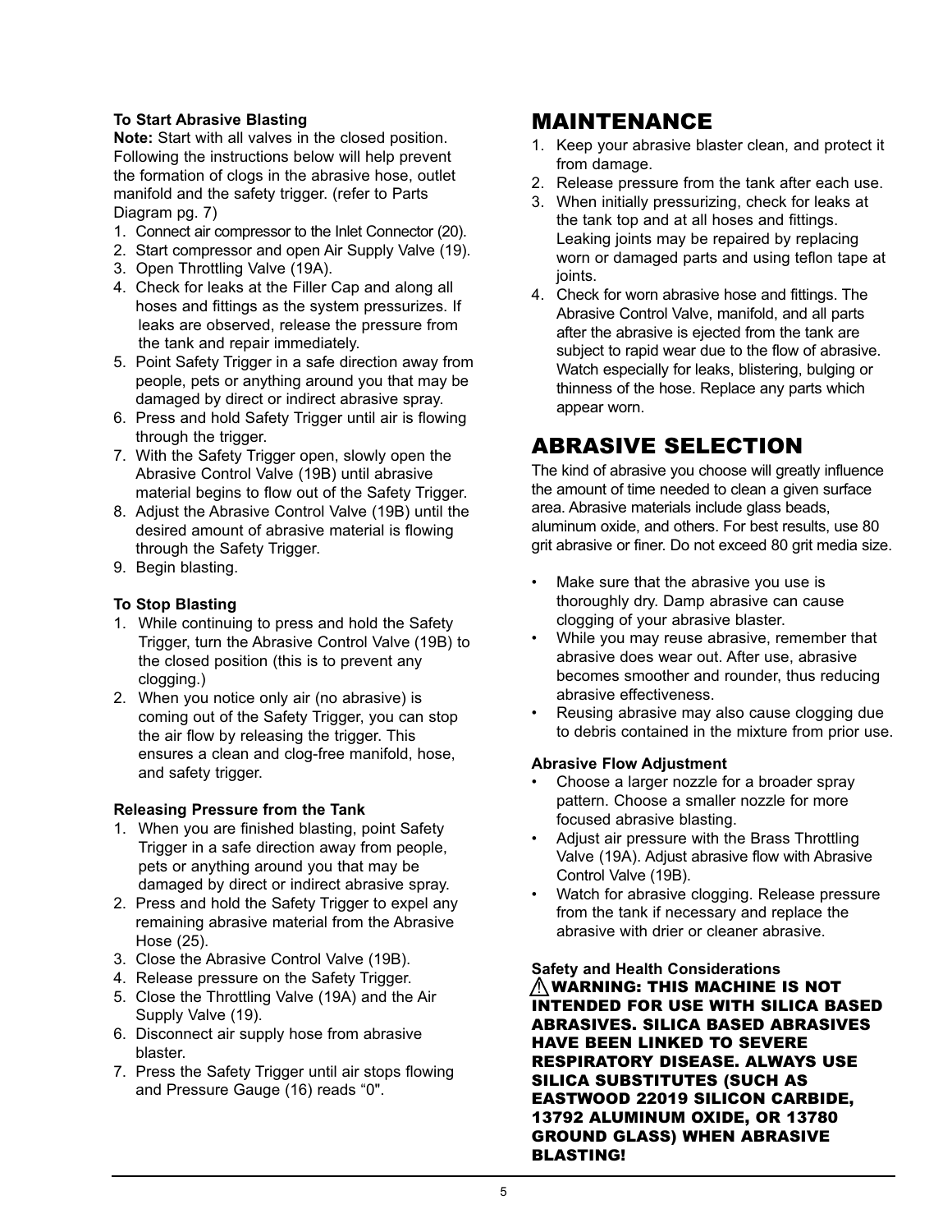**To Start Abrasive Blasting**

**Note:** Start with all valves in the closed position. Following the instructions below will help prevent the formation of clogs in the abrasive hose, outlet manifold and the safety trigger. (refer to Parts Diagram pg. 7)

1. Connect air compressor to the Inlet Connector (20).
2. Start compressor and open Air Supply Valve (19).
3. Open Throttling Valve (19A).
4. Check for leaks at the Filler Cap and along all hoses and fittings as the system pressurizes. If leaks are observed, release the pressure from the tank and repair immediately.
5. Point Safety Trigger in a safe direction away from people, pets or anything around you that may be damaged by direct or indirect abrasive spray.
6. Press and hold Safety Trigger until air is flowing through the trigger.
7. With the Safety Trigger open, slowly open the Abrasive Control Valve (19B) until abrasive material begins to flow out of the Safety Trigger.
8. Adjust the Abrasive Control Valve (19B) until the desired amount of abrasive material is flowing through the Safety Trigger.
9. Begin blasting.

**To Stop Blasting**

1. While continuing to press and hold the Safety Trigger, turn the Abrasive Control Valve (19B) to the closed position (this is to prevent any clogging.)
2. When you notice only air (no abrasive) is coming out of the Safety Trigger, you can stop the air flow by releasing the trigger. This ensures a clean and clog-free manifold, hose, and safety trigger.

**Releasing Pressure from the Tank**

1. When you are finished blasting, point Safety Trigger in a safe direction away from people, pets or anything around you that may be damaged by direct or indirect abrasive spray.
2. Press and hold the Safety Trigger to expel any remaining abrasive material from the Abrasive Hose (25).
3. Close the Abrasive Control Valve (19B).
4. Release pressure on the Safety Trigger.
5. Close the Throttling Valve (19A) and the Air Supply Valve (19).
6. Disconnect air supply hose from abrasive blaster.
7. Press the Safety Trigger until air stops flowing and Pressure Gauge (16) reads "0".

# MAINTENANCE

1. Keep your abrasive blaster clean, and protect it from damage.
2. Release pressure from the tank after each use.
3. When initially pressurizing, check for leaks at the tank top and at all hoses and fittings. Leaking joints may be repaired by replacing worn or damaged parts and using teflon tape at joints.
4. Check for worn abrasive hose and fittings. The Abrasive Control Valve, manifold, and all parts after the abrasive is ejected from the tank are subject to rapid wear due to the flow of abrasive. Watch especially for leaks, blistering, bulging or thinness of the hose. Replace any parts which appear worn.

# ABRASIVE SELECTION

The kind of abrasive you choose will greatly influence the amount of time needed to clean a given surface area. Abrasive materials include glass beads, aluminum oxide, and others. For best results, use 80 grit abrasive or finer. Do not exceed 80 grit media size.

- Make sure that the abrasive you use is thoroughly dry. Damp abrasive can cause clogging of your abrasive blaster.
- While you may reuse abrasive, remember that abrasive does wear out. After use, abrasive becomes smoother and rounder, thus reducing abrasive effectiveness.
- Reusing abrasive may also cause clogging due to debris contained in the mixture from prior use.

**Abrasive Flow Adjustment**

- Choose a larger nozzle for a broader spray pattern. Choose a smaller nozzle for more focused abrasive blasting.
- Adjust air pressure with the Brass Throttling Valve (19A). Adjust abrasive flow with Abrasive Control Valve (19B).
- Watch for abrasive clogging. Release pressure from the tank if necessary and replace the abrasive with drier or cleaner abrasive.

**Safety and Health Considerations**

**⚠ WARNING: THIS MACHINE IS NOT INTENDED FOR USE WITH SILICA BASED ABRASIVES. SILICA BASED ABRASIVES HAVE BEEN LINKED TO SEVERE RESPIRATORY DISEASE. ALWAYS USE SILICA SUBSTITUTES (SUCH AS EASTWOOD 22019 SILICON CARBIDE, 13792 ALUMINUM OXIDE, OR 13780 GROUND GLASS) WHEN ABRASIVE BLASTING!**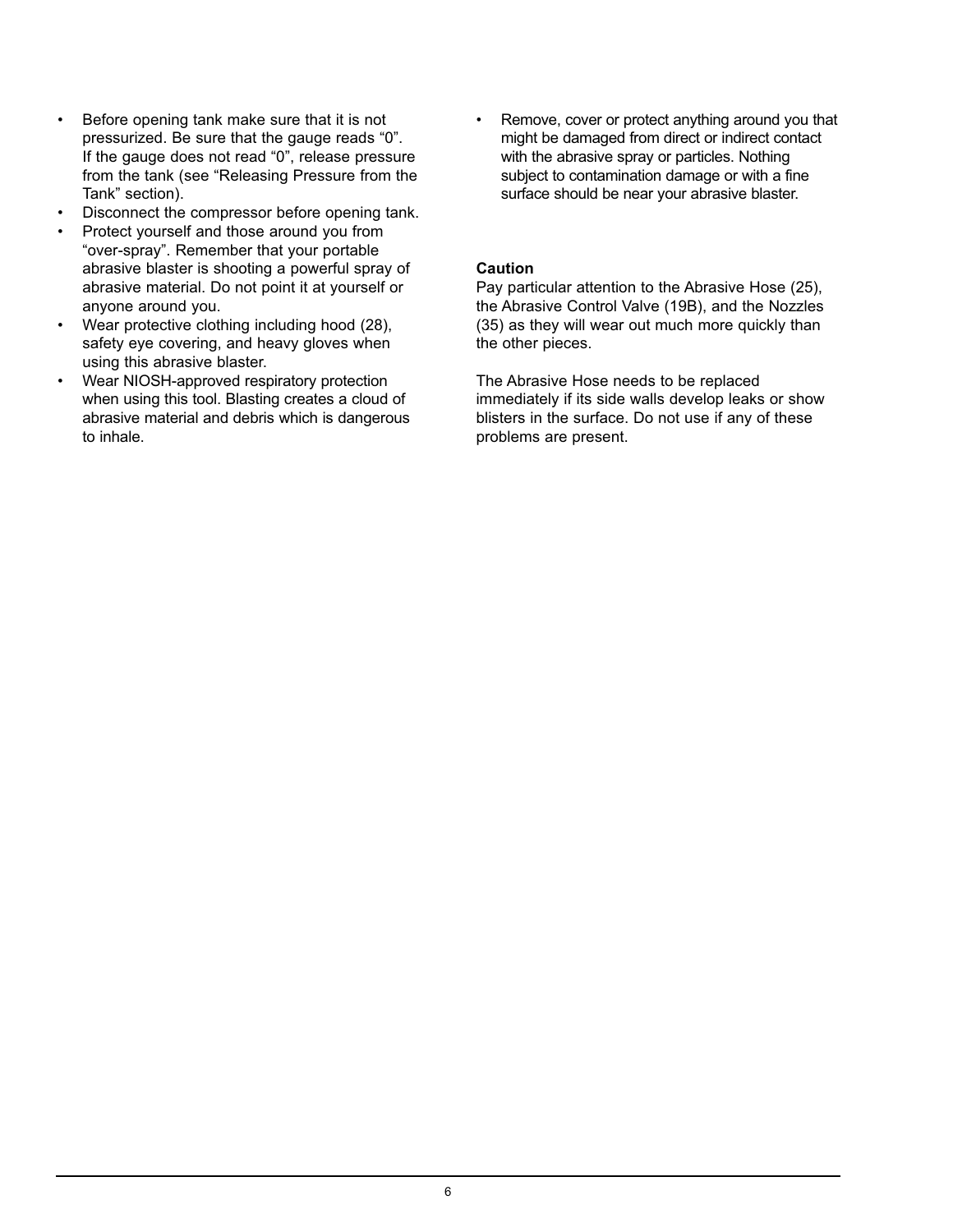- Before opening tank make sure that it is not pressurized. Be sure that the gauge reads “0”. If the gauge does not read “0”, release pressure from the tank (see “Releasing Pressure from the Tank” section).
- Disconnect the compressor before opening tank.
- Protect yourself and those around you from “over-spray”. Remember that your portable abrasive blaster is shooting a powerful spray of abrasive material. Do not point it at yourself or anyone around you.
- Wear protective clothing including hood (28), safety eye covering, and heavy gloves when using this abrasive blaster.
- Wear NIOSH-approved respiratory protection when using this tool. Blasting creates a cloud of abrasive material and debris which is dangerous to inhale.
- Remove, cover or protect anything around you that might be damaged from direct or indirect contact with the abrasive spray or particles. Nothing subject to contamination damage or with a fine surface should be near your abrasive blaster.

**Caution**

Pay particular attention to the Abrasive Hose (25), the Abrasive Control Valve (19B), and the Nozzles (35) as they will wear out much more quickly than the other pieces.

The Abrasive Hose needs to be replaced immediately if its side walls develop leaks or show blisters in the surface. Do not use if any of these problems are present.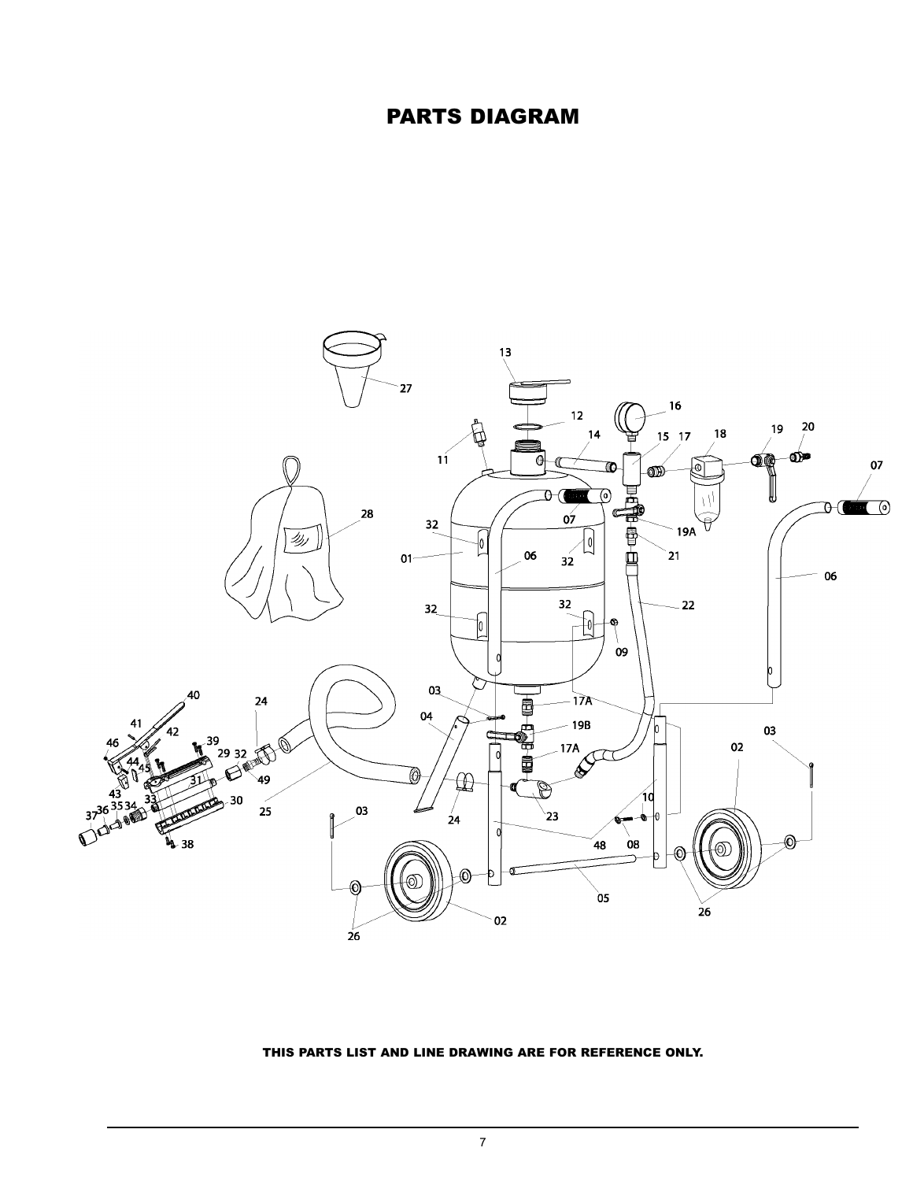# PARTS DIAGRAM

**THIS PARTS LIST AND LINE DRAWING ARE FOR REFERENCE ONLY.**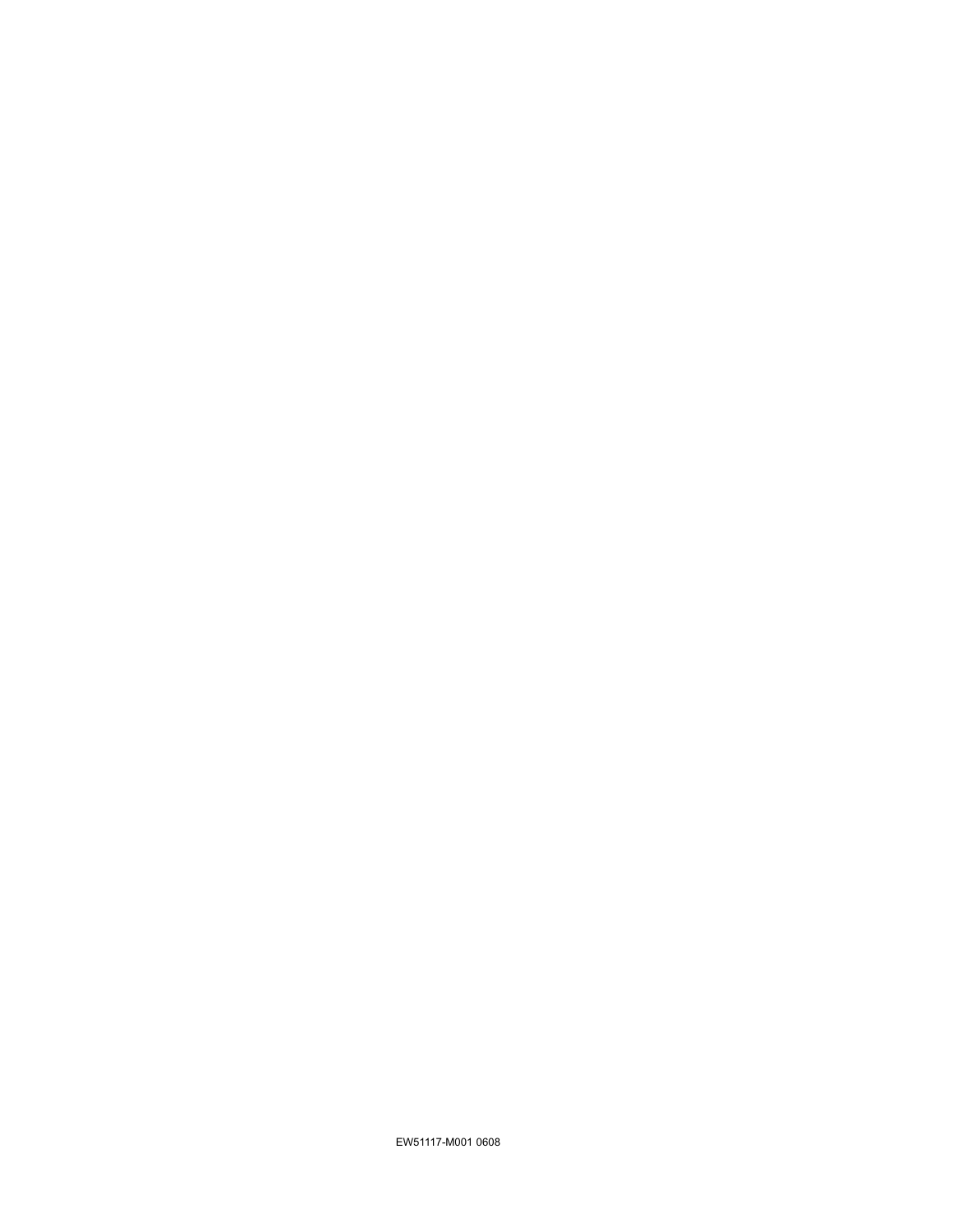EW51117-M001 0608